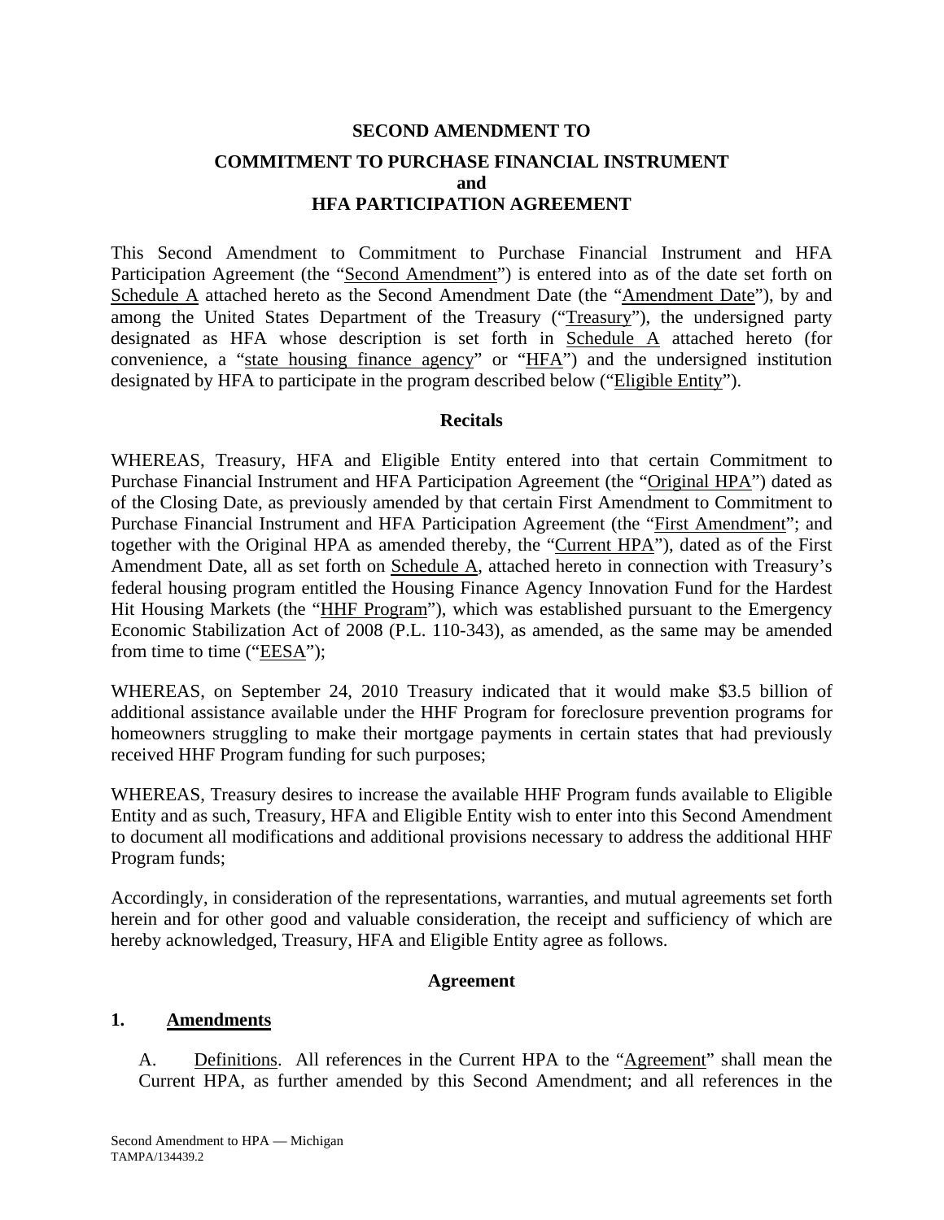# SECOND AMENDMENT TO

## COMMITMENT TO PURCHASE FINANCIAL INSTRUMENT and HFA PARTICIPATION AGREEMENT

This Second Amendment to Commitment to Purchase Financial Instrument and HFA Participation Agreement (the "Second Amendment") is entered into as of the date set forth on Schedule A attached hereto as the Second Amendment Date (the "Amendment Date"), by and among the United States Department of the Treasury ("Treasury"), the undersigned party designated as HFA whose description is set forth in Schedule A attached hereto (for convenience, a "state housing finance agency" or "HFA") and the undersigned institution designated by HFA to participate in the program described below ("Eligible Entity").

### Recitals

WHEREAS, Treasury, HFA and Eligible Entity entered into that certain Commitment to Purchase Financial Instrument and HFA Participation Agreement (the "Original HPA") dated as of the Closing Date, as previously amended by that certain First Amendment to Commitment to Purchase Financial Instrument and HFA Participation Agreement (the "First Amendment"; and together with the Original HPA as amended thereby, the "Current HPA"), dated as of the First Amendment Date, all as set forth on Schedule A, attached hereto in connection with Treasury's federal housing program entitled the Housing Finance Agency Innovation Fund for the Hardest Hit Housing Markets (the "HHF Program"), which was established pursuant to the Emergency Economic Stabilization Act of 2008 (P.L. 110-343), as amended, as the same may be amended from time to time ("EESA");

WHEREAS, on September 24, 2010 Treasury indicated that it would make $3.5 billion of additional assistance available under the HHF Program for foreclosure prevention programs for homeowners struggling to make their mortgage payments in certain states that had previously received HHF Program funding for such purposes;

WHEREAS, Treasury desires to increase the available HHF Program funds available to Eligible Entity and as such, Treasury, HFA and Eligible Entity wish to enter into this Second Amendment to document all modifications and additional provisions necessary to address the additional HHF Program funds;

Accordingly, in consideration of the representations, warranties, and mutual agreements set forth herein and for other good and valuable consideration, the receipt and sufficiency of which are hereby acknowledged, Treasury, HFA and Eligible Entity agree as follows.

### Agreement

**1. Amendments**

A. Definitions. All references in the Current HPA to the "Agreement" shall mean the Current HPA, as further amended by this Second Amendment; and all references in the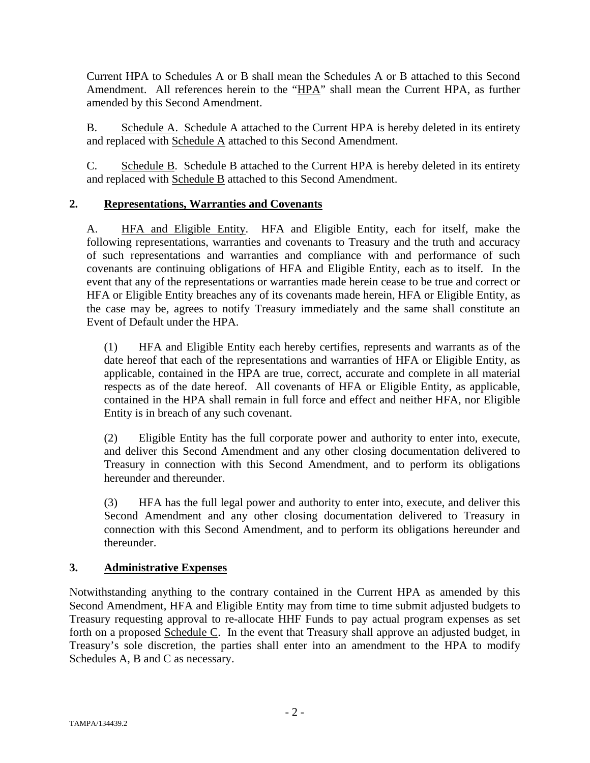Current HPA to Schedules A or B shall mean the Schedules A or B attached to this Second Amendment. All references herein to the "HPA" shall mean the Current HPA, as further amended by this Second Amendment.

B. Schedule A. Schedule A attached to the Current HPA is hereby deleted in its entirety and replaced with Schedule A attached to this Second Amendment.

C. Schedule B. Schedule B attached to the Current HPA is hereby deleted in its entirety and replaced with Schedule B attached to this Second Amendment.

## 2. Representations, Warranties and Covenants

A. HFA and Eligible Entity. HFA and Eligible Entity, each for itself, make the following representations, warranties and covenants to Treasury and the truth and accuracy of such representations and warranties and compliance with and performance of such covenants are continuing obligations of HFA and Eligible Entity, each as to itself. In the event that any of the representations or warranties made herein cease to be true and correct or HFA or Eligible Entity breaches any of its covenants made herein, HFA or Eligible Entity, as the case may be, agrees to notify Treasury immediately and the same shall constitute an Event of Default under the HPA.

(1) HFA and Eligible Entity each hereby certifies, represents and warrants as of the date hereof that each of the representations and warranties of HFA or Eligible Entity, as applicable, contained in the HPA are true, correct, accurate and complete in all material respects as of the date hereof. All covenants of HFA or Eligible Entity, as applicable, contained in the HPA shall remain in full force and effect and neither HFA, nor Eligible Entity is in breach of any such covenant.

(2) Eligible Entity has the full corporate power and authority to enter into, execute, and deliver this Second Amendment and any other closing documentation delivered to Treasury in connection with this Second Amendment, and to perform its obligations hereunder and thereunder.

(3) HFA has the full legal power and authority to enter into, execute, and deliver this Second Amendment and any other closing documentation delivered to Treasury in connection with this Second Amendment, and to perform its obligations hereunder and thereunder.

## 3. Administrative Expenses

Notwithstanding anything to the contrary contained in the Current HPA as amended by this Second Amendment, HFA and Eligible Entity may from time to time submit adjusted budgets to Treasury requesting approval to re-allocate HHF Funds to pay actual program expenses as set forth on a proposed Schedule C. In the event that Treasury shall approve an adjusted budget, in Treasury's sole discretion, the parties shall enter into an amendment to the HPA to modify Schedules A, B and C as necessary.

TAMPA/134439.2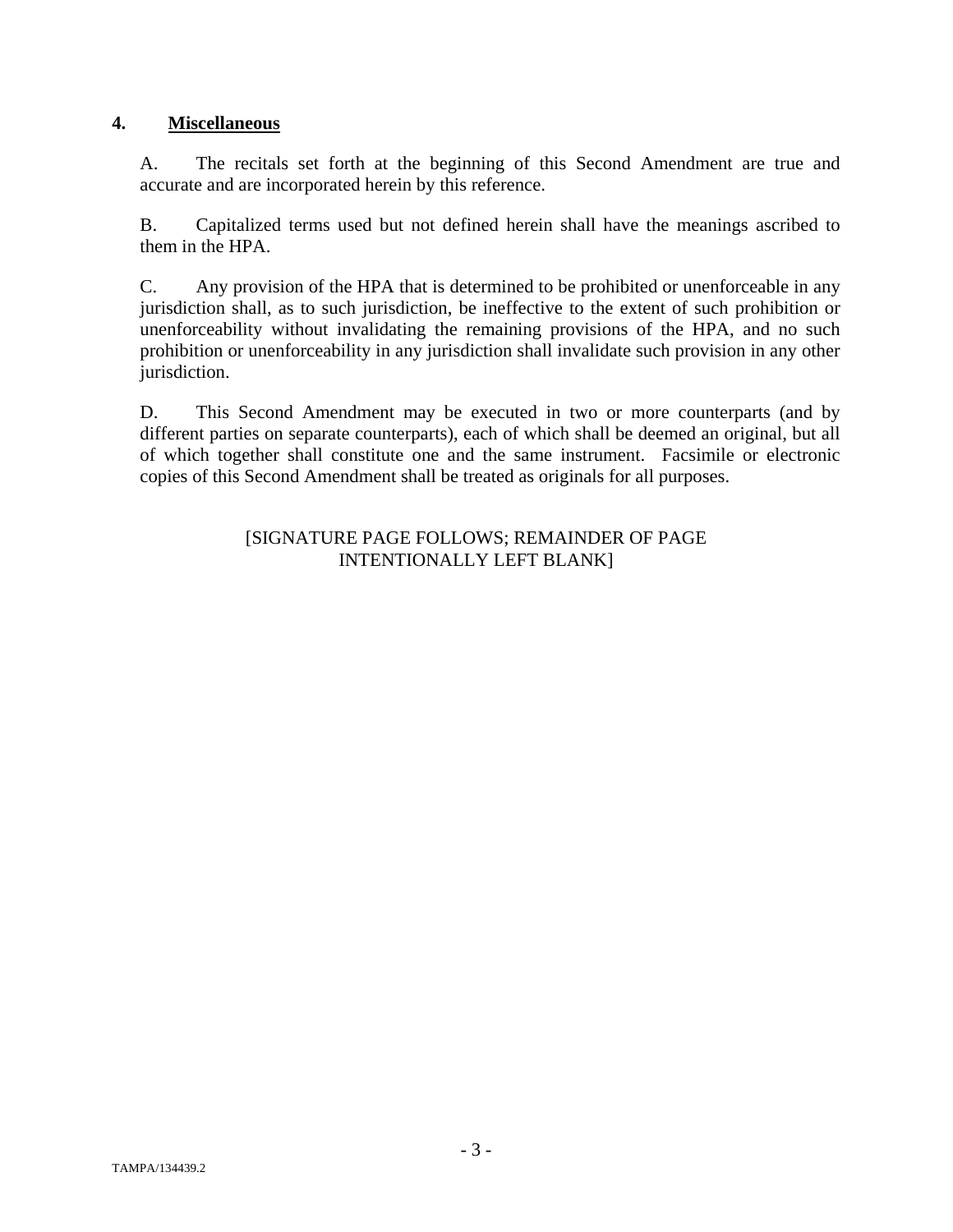## 4. **Miscellaneous**

A. The recitals set forth at the beginning of this Second Amendment are true and accurate and are incorporated herein by this reference.

B. Capitalized terms used but not defined herein shall have the meanings ascribed to them in the HPA.

C. Any provision of the HPA that is determined to be prohibited or unenforceable in any jurisdiction shall, as to such jurisdiction, be ineffective to the extent of such prohibition or unenforceability without invalidating the remaining provisions of the HPA, and no such prohibition or unenforceability in any jurisdiction shall invalidate such provision in any other jurisdiction.

D. This Second Amendment may be executed in two or more counterparts (and by different parties on separate counterparts), each of which shall be deemed an original, but all of which together shall constitute one and the same instrument. Facsimile or electronic copies of this Second Amendment shall be treated as originals for all purposes.

[SIGNATURE PAGE FOLLOWS; REMAINDER OF PAGE INTENTIONALLY LEFT BLANK]

TAMPA/134439.2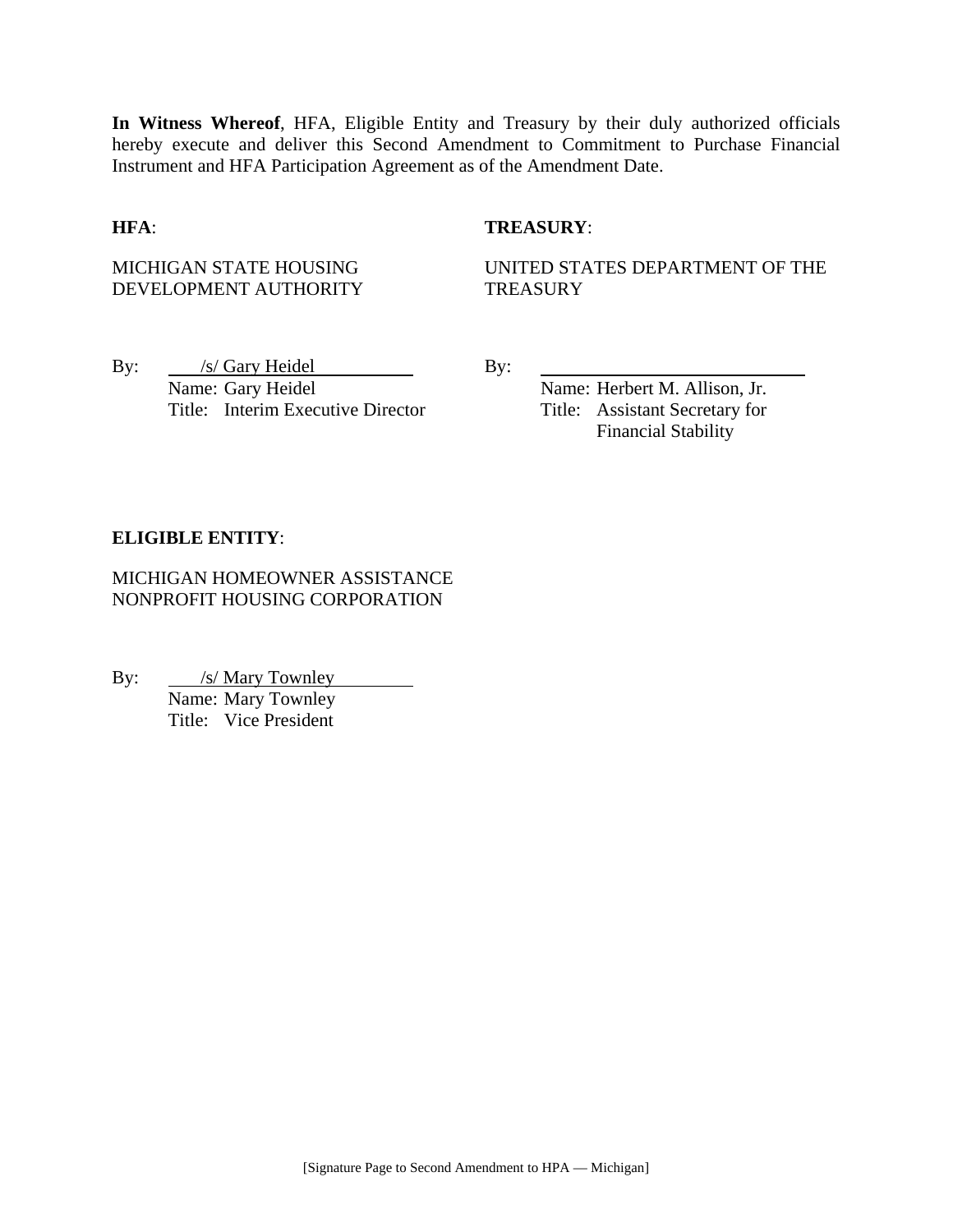**In Witness Whereof**, HFA, Eligible Entity and Treasury by their duly authorized officials hereby execute and deliver this Second Amendment to Commitment to Purchase Financial Instrument and HFA Participation Agreement as of the Amendment Date.

**HFA**:

MICHIGAN STATE HOUSING DEVELOPMENT AUTHORITY

By: /s/ Gary Heidel
Name: Gary Heidel
Title: Interim Executive Director

**TREASURY**:

UNITED STATES DEPARTMENT OF THE TREASURY

By: ______________________________
Name: Herbert M. Allison, Jr.
Title: Assistant Secretary for Financial Stability

**ELIGIBLE ENTITY**:

MICHIGAN HOMEOWNER ASSISTANCE NONPROFIT HOUSING CORPORATION

By: /s/ Mary Townley
Name: Mary Townley
Title: Vice President

[Signature Page to Second Amendment to HPA — Michigan]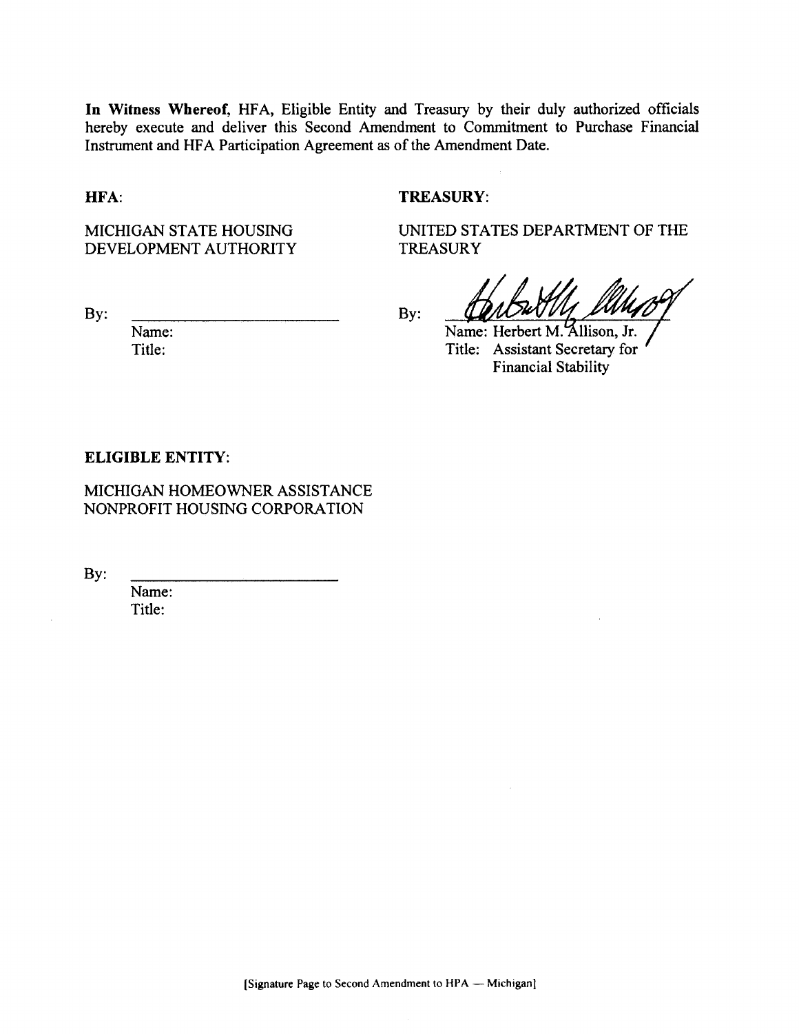**In Witness Whereof,** HFA, Eligible Entity and Treasury by their duly authorized officials hereby execute and deliver this Second Amendment to Commitment to Purchase Financial Instrument and HFA Participation Agreement as of the Amendment Date.

**HFA**:

MICHIGAN STATE HOUSING DEVELOPMENT AUTHORITY

By: \_\_\_\_\_\_\_\_\_\_\_\_\_\_\_\_\_\_\_\_\_\_\_\_\_

Name:
Title:

**TREASURY**:

UNITED STATES DEPARTMENT OF THE TREASURY

By: \_\_\_\_\_\_\_\_\_\_\_\_\_\_\_\_\_\_\_\_\_\_\_\_\_

Name: Herbert M. Allison, Jr.
Title: Assistant Secretary for Financial Stability

**ELIGIBLE ENTITY**:

MICHIGAN HOMEOWNER ASSISTANCE NONPROFIT HOUSING CORPORATION

By: \_\_\_\_\_\_\_\_\_\_\_\_\_\_\_\_\_\_\_\_\_\_\_\_\_

Name:
Title:

[Signature Page to Second Amendment to HPA — Michigan]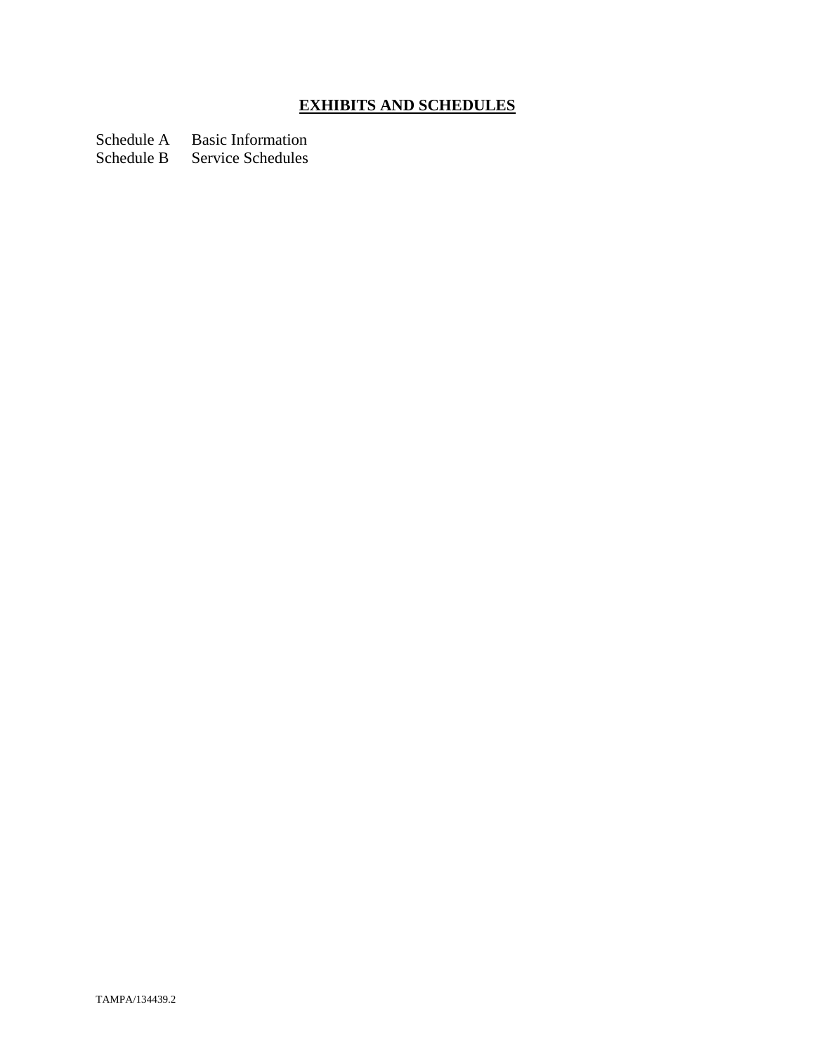# **EXHIBITS AND SCHEDULES**

Schedule A Basic Information
Schedule B Service Schedules

TAMPA/134439.2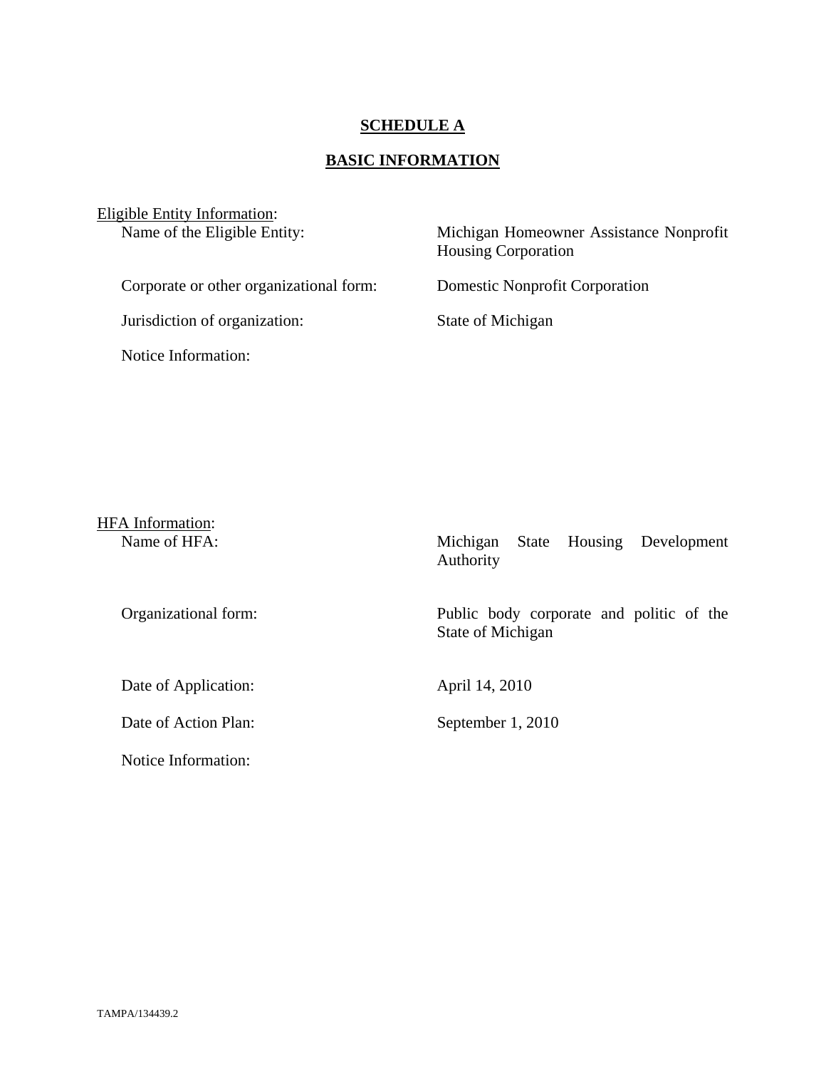## SCHEDULE A

## BASIC INFORMATION

Eligible Entity Information:

| | |
|---|---|
| Name of the Eligible Entity: | Michigan Homeowner Assistance Nonprofit Housing Corporation |
| Corporate or other organizational form: | Domestic Nonprofit Corporation |
| Jurisdiction of organization: | State of Michigan |
| Notice Information: | |

HFA Information:

| | |
|---|---|
| Name of HFA: | Michigan State Housing Development Authority |
| Organizational form: | Public body corporate and politic of the State of Michigan |
| Date of Application: | April 14, 2010 |
| Date of Action Plan: | September 1, 2010 |
| Notice Information: | |

TAMPA/134439.2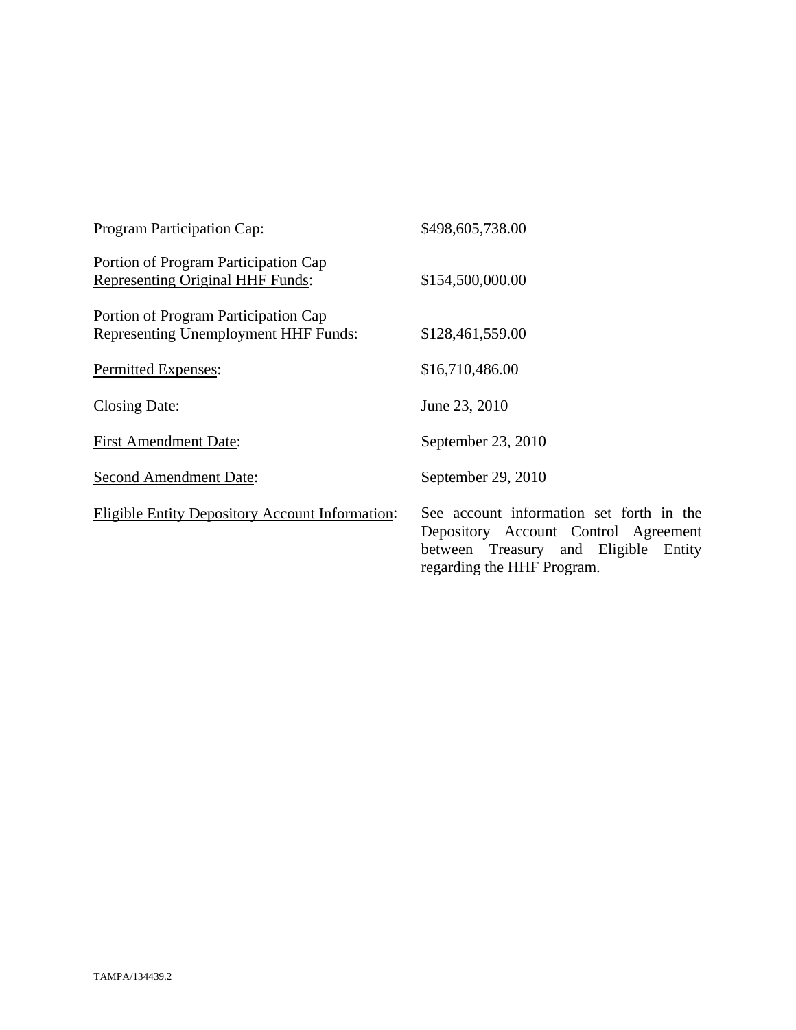| | |
|---|---|
| Program Participation Cap: | $498,605,738.00 |
| Portion of Program Participation Cap Representing Original HHF Funds: | $154,500,000.00 |
| Portion of Program Participation Cap Representing Unemployment HHF Funds: | $128,461,559.00 |
| Permitted Expenses: | $16,710,486.00 |
| Closing Date: | June 23, 2010 |
| First Amendment Date: | September 23, 2010 |
| Second Amendment Date: | September 29, 2010 |
| Eligible Entity Depository Account Information: | See account information set forth in the Depository Account Control Agreement between Treasury and Eligible Entity regarding the HHF Program. |

TAMPA/134439.2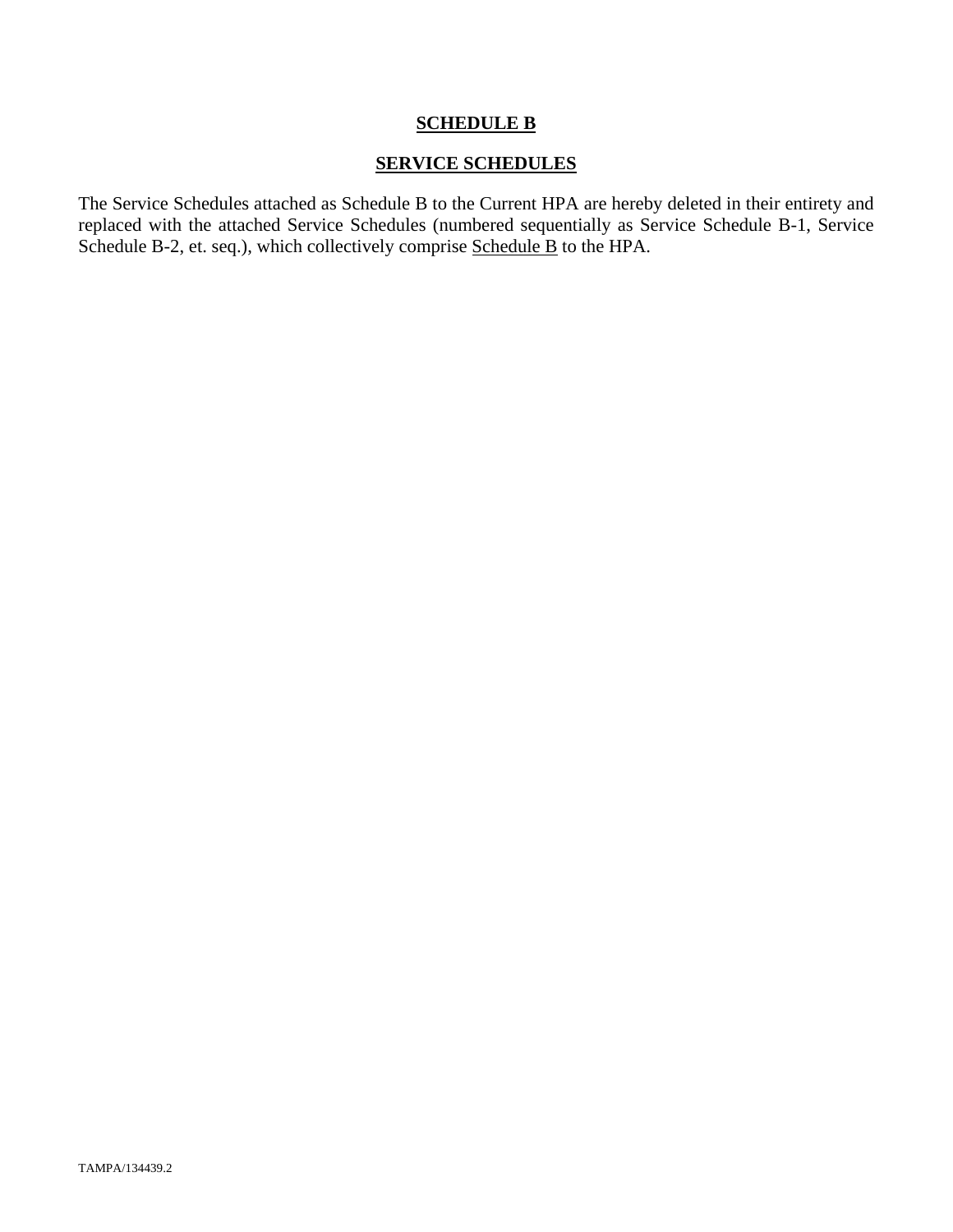**SCHEDULE B**

**SERVICE SCHEDULES**

The Service Schedules attached as Schedule B to the Current HPA are hereby deleted in their entirety and replaced with the attached Service Schedules (numbered sequentially as Service Schedule B-1, Service Schedule B-2, et. seq.), which collectively comprise Schedule B to the HPA.

TAMPA/134439.2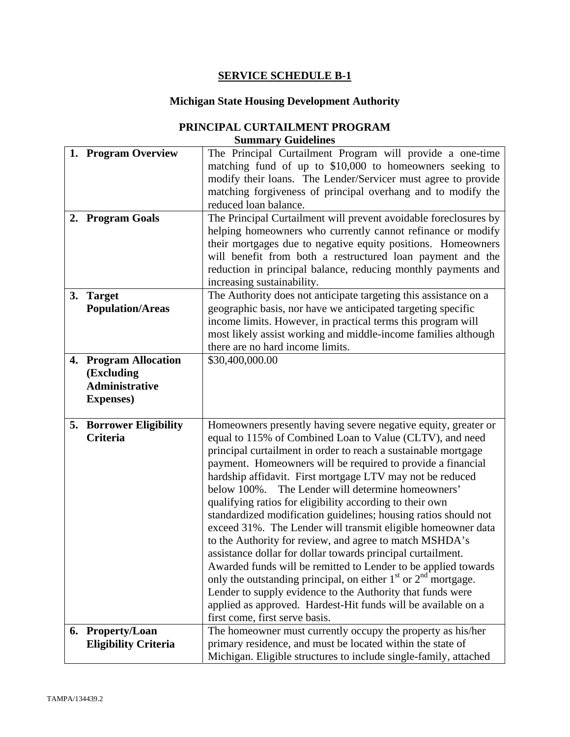## SERVICE SCHEDULE B-1

### Michigan State Housing Development Authority

### PRINCIPAL CURTAILMENT PROGRAM
**Summary Guidelines**

| | |
|---|---|
| **1. Program Overview** | The Principal Curtailment Program will provide a one-time matching fund of up to $10,000 to homeowners seeking to modify their loans. The Lender/Servicer must agree to provide matching forgiveness of principal overhang and to modify the reduced loan balance. |
| **2. Program Goals** | The Principal Curtailment will prevent avoidable foreclosures by helping homeowners who currently cannot refinance or modify their mortgages due to negative equity positions. Homeowners will benefit from both a restructured loan payment and the reduction in principal balance, reducing monthly payments and increasing sustainability. |
| **3. Target Population/Areas** | The Authority does not anticipate targeting this assistance on a geographic basis, nor have we anticipated targeting specific income limits. However, in practical terms this program will most likely assist working and middle-income families although there are no hard income limits. |
| **4. Program Allocation (Excluding Administrative Expenses)** | $30,400,000.00 |
| **5. Borrower Eligibility Criteria** | Homeowners presently having severe negative equity, greater or equal to 115% of Combined Loan to Value (CLTV), and need principal curtailment in order to reach a sustainable mortgage payment. Homeowners will be required to provide a financial hardship affidavit. First mortgage LTV may not be reduced below 100%. The Lender will determine homeowners' qualifying ratios for eligibility according to their own standardized modification guidelines; housing ratios should not exceed 31%. The Lender will transmit eligible homeowner data to the Authority for review, and agree to match MSHDA's assistance dollar for dollar towards principal curtailment. Awarded funds will be remitted to Lender to be applied towards only the outstanding principal, on either 1st or 2nd mortgage. Lender to supply evidence to the Authority that funds were applied as approved. Hardest-Hit funds will be available on a first come, first serve basis. |
| **6. Property/Loan Eligibility Criteria** | The homeowner must currently occupy the property as his/her primary residence, and must be located within the state of Michigan. Eligible structures to include single-family, attached |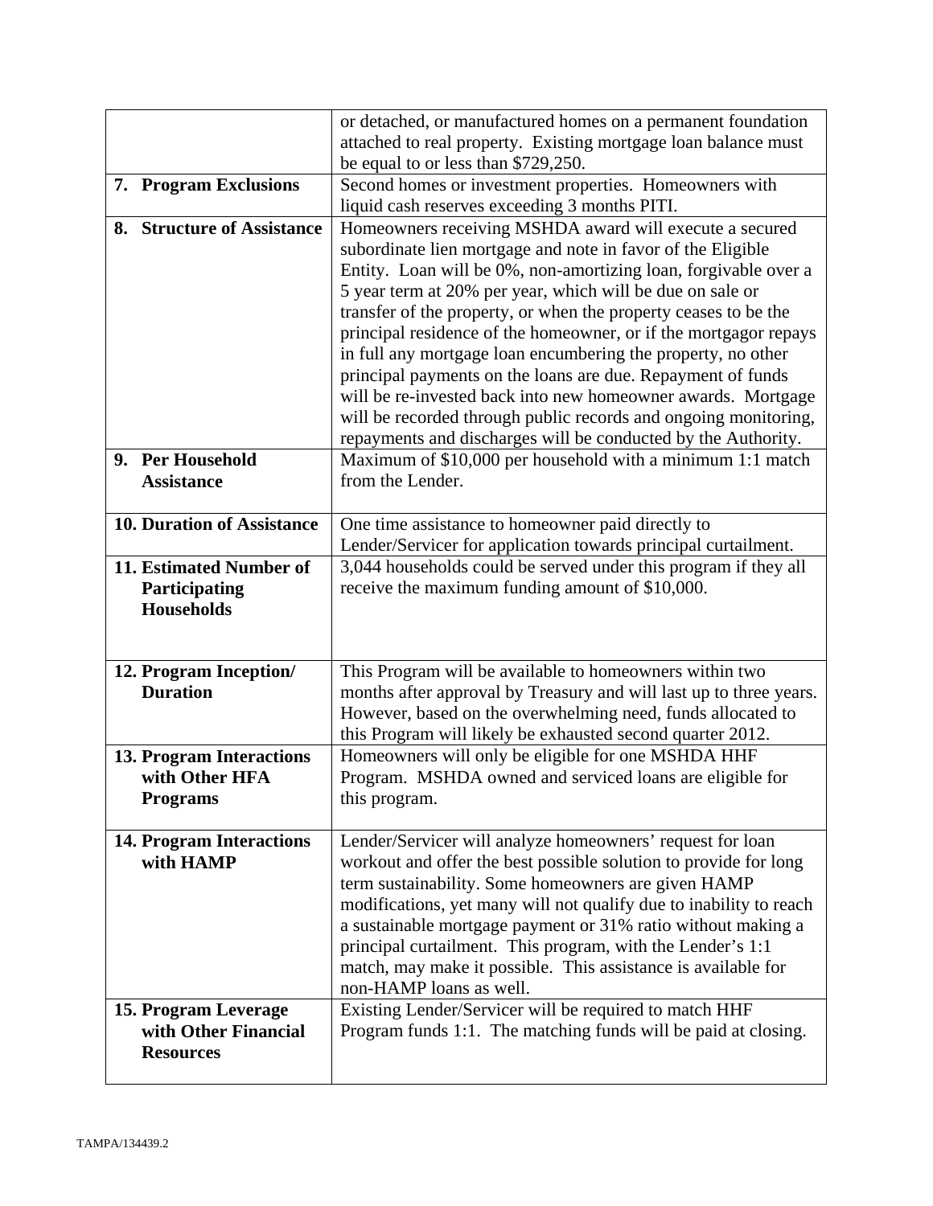|  |  |
| --- | --- |
|  | or detached, or manufactured homes on a permanent foundation attached to real property. Existing mortgage loan balance must be equal to or less than $729,250. |
| **7. Program Exclusions** | Second homes or investment properties. Homeowners with liquid cash reserves exceeding 3 months PITI. |
| **8. Structure of Assistance** | Homeowners receiving MSHDA award will execute a secured subordinate lien mortgage and note in favor of the Eligible Entity. Loan will be 0%, non-amortizing loan, forgivable over a 5 year term at 20% per year, which will be due on sale or transfer of the property, or when the property ceases to be the principal residence of the homeowner, or if the mortgagor repays in full any mortgage loan encumbering the property, no other principal payments on the loans are due. Repayment of funds will be re-invested back into new homeowner awards. Mortgage will be recorded through public records and ongoing monitoring, repayments and discharges will be conducted by the Authority. |
| **9. Per Household Assistance** | Maximum of $10,000 per household with a minimum 1:1 match from the Lender. |
| **10. Duration of Assistance** | One time assistance to homeowner paid directly to Lender/Servicer for application towards principal curtailment. |
| **11. Estimated Number of Participating Households** | 3,044 households could be served under this program if they all receive the maximum funding amount of $10,000. |
| **12. Program Inception/ Duration** | This Program will be available to homeowners within two months after approval by Treasury and will last up to three years. However, based on the overwhelming need, funds allocated to this Program will likely be exhausted second quarter 2012. |
| **13. Program Interactions with Other HFA Programs** | Homeowners will only be eligible for one MSHDA HHF Program. MSHDA owned and serviced loans are eligible for this program. |
| **14. Program Interactions with HAMP** | Lender/Servicer will analyze homeowners' request for loan workout and offer the best possible solution to provide for long term sustainability. Some homeowners are given HAMP modifications, yet many will not qualify due to inability to reach a sustainable mortgage payment or 31% ratio without making a principal curtailment. This program, with the Lender's 1:1 match, may make it possible. This assistance is available for non-HAMP loans as well. |
| **15. Program Leverage with Other Financial Resources** | Existing Lender/Servicer will be required to match HHF Program funds 1:1. The matching funds will be paid at closing. |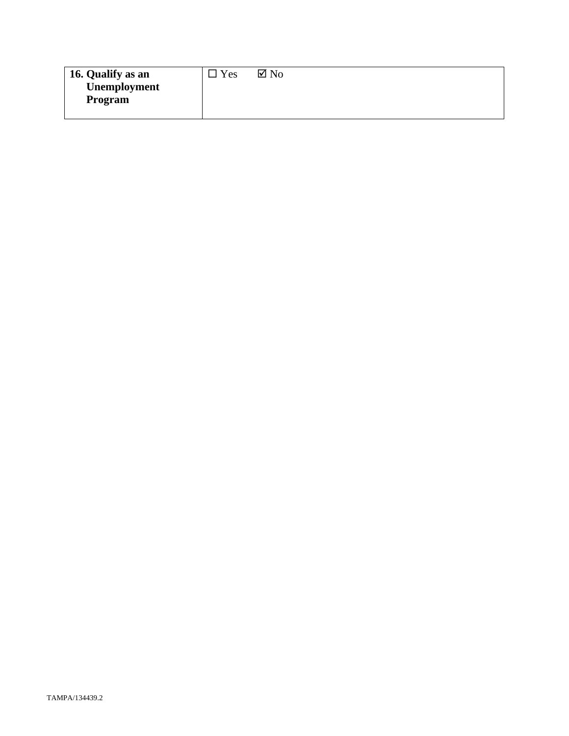| **16. Qualify as an Unemployment Program** | ☐ Yes ☑ No |
|---|---|

TAMPA/134439.2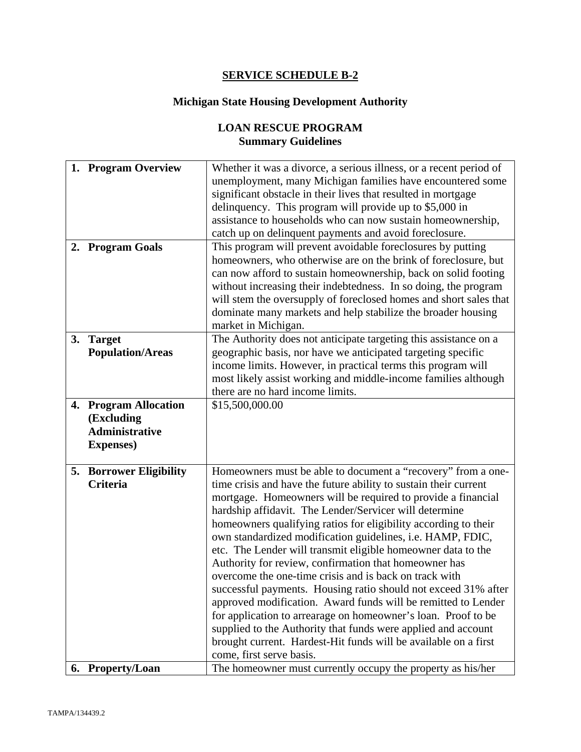## SERVICE SCHEDULE B-2

### Michigan State Housing Development Authority

### LOAN RESCUE PROGRAM
### Summary Guidelines

| | |
|---|---|
| **1. Program Overview** | Whether it was a divorce, a serious illness, or a recent period of unemployment, many Michigan families have encountered some significant obstacle in their lives that resulted in mortgage delinquency. This program will provide up to $5,000 in assistance to households who can now sustain homeownership, catch up on delinquent payments and avoid foreclosure. |
| **2. Program Goals** | This program will prevent avoidable foreclosures by putting homeowners, who otherwise are on the brink of foreclosure, but can now afford to sustain homeownership, back on solid footing without increasing their indebtedness. In so doing, the program will stem the oversupply of foreclosed homes and short sales that dominate many markets and help stabilize the broader housing market in Michigan. |
| **3. Target Population/Areas** | The Authority does not anticipate targeting this assistance on a geographic basis, nor have we anticipated targeting specific income limits. However, in practical terms this program will most likely assist working and middle-income families although there are no hard income limits. |
| **4. Program Allocation (Excluding Administrative Expenses)** | $15,500,000.00 |
| **5. Borrower Eligibility Criteria** | Homeowners must be able to document a "recovery" from a one-time crisis and have the future ability to sustain their current mortgage. Homeowners will be required to provide a financial hardship affidavit. The Lender/Servicer will determine homeowners qualifying ratios for eligibility according to their own standardized modification guidelines, i.e. HAMP, FDIC, etc. The Lender will transmit eligible homeowner data to the Authority for review, confirmation that homeowner has overcome the one-time crisis and is back on track with successful payments. Housing ratio should not exceed 31% after approved modification. Award funds will be remitted to Lender for application to arrearage on homeowner's loan. Proof to be supplied to the Authority that funds were applied and account brought current. Hardest-Hit funds will be available on a first come, first serve basis. |
| **6. Property/Loan** | The homeowner must currently occupy the property as his/her |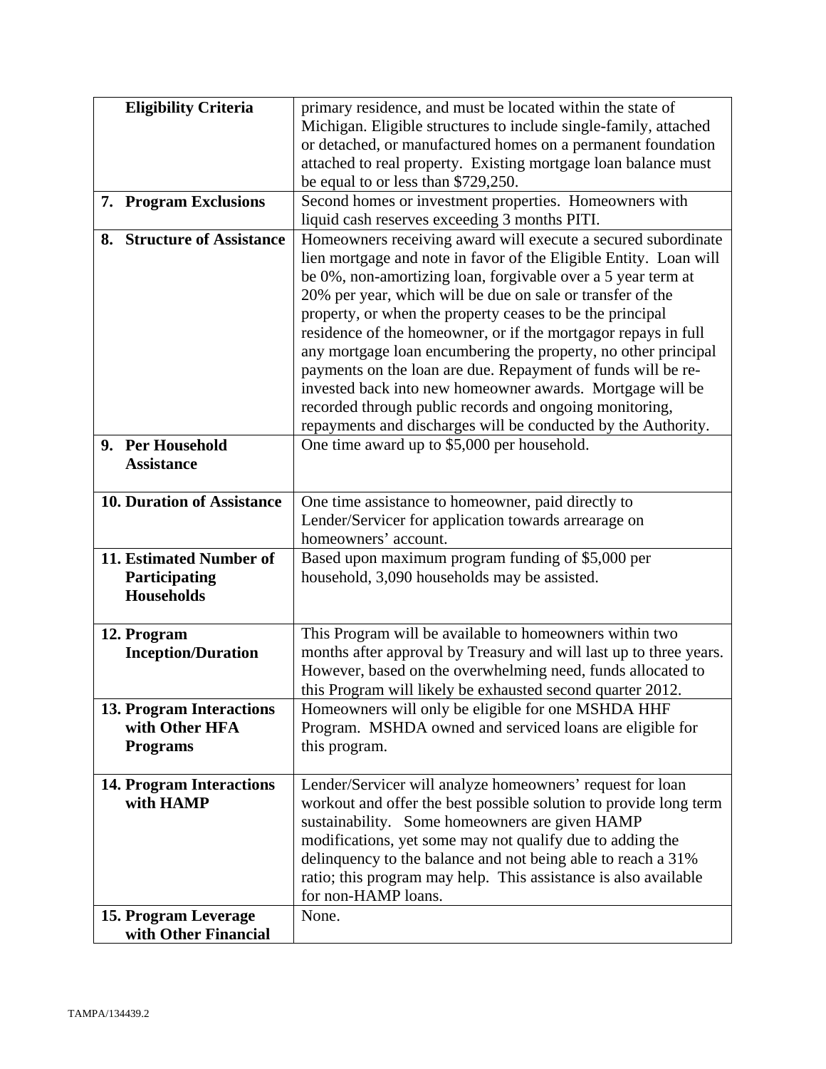| | |
|---|---|
| **Eligibility Criteria** | primary residence, and must be located within the state of Michigan. Eligible structures to include single-family, attached or detached, or manufactured homes on a permanent foundation attached to real property. Existing mortgage loan balance must be equal to or less than $729,250. |
| **7. Program Exclusions** | Second homes or investment properties. Homeowners with liquid cash reserves exceeding 3 months PITI. |
| **8. Structure of Assistance** | Homeowners receiving award will execute a secured subordinate lien mortgage and note in favor of the Eligible Entity. Loan will be 0%, non-amortizing loan, forgivable over a 5 year term at 20% per year, which will be due on sale or transfer of the property, or when the property ceases to be the principal residence of the homeowner, or if the mortgagor repays in full any mortgage loan encumbering the property, no other principal payments on the loan are due. Repayment of funds will be re-invested back into new homeowner awards. Mortgage will be recorded through public records and ongoing monitoring, repayments and discharges will be conducted by the Authority. |
| **9. Per Household Assistance** | One time award up to $5,000 per household. |
| **10. Duration of Assistance** | One time assistance to homeowner, paid directly to Lender/Servicer for application towards arrearage on homeowners' account. |
| **11. Estimated Number of Participating Households** | Based upon maximum program funding of $5,000 per household, 3,090 households may be assisted. |
| **12. Program Inception/Duration** | This Program will be available to homeowners within two months after approval by Treasury and will last up to three years. However, based on the overwhelming need, funds allocated to this Program will likely be exhausted second quarter 2012. |
| **13. Program Interactions with Other HFA Programs** | Homeowners will only be eligible for one MSHDA HHF Program. MSHDA owned and serviced loans are eligible for this program. |
| **14. Program Interactions with HAMP** | Lender/Servicer will analyze homeowners' request for loan workout and offer the best possible solution to provide long term sustainability. Some homeowners are given HAMP modifications, yet some may not qualify due to adding the delinquency to the balance and not being able to reach a 31% ratio; this program may help. This assistance is also available for non-HAMP loans. |
| **15. Program Leverage with Other Financial** | None. |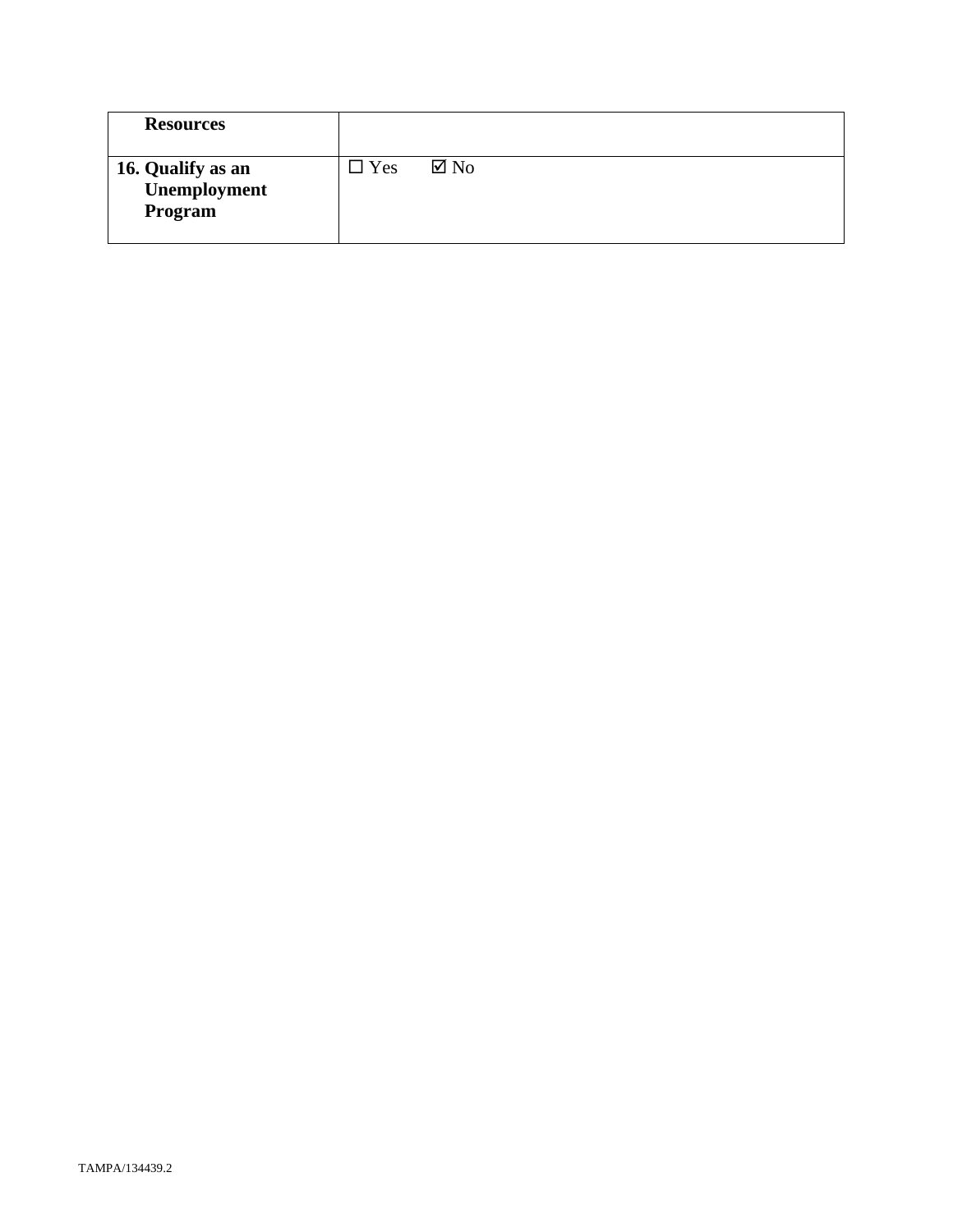| | |
|---|---|
| **Resources** | |
| **16. Qualify as an Unemployment Program** | ☐ Yes ☑ No |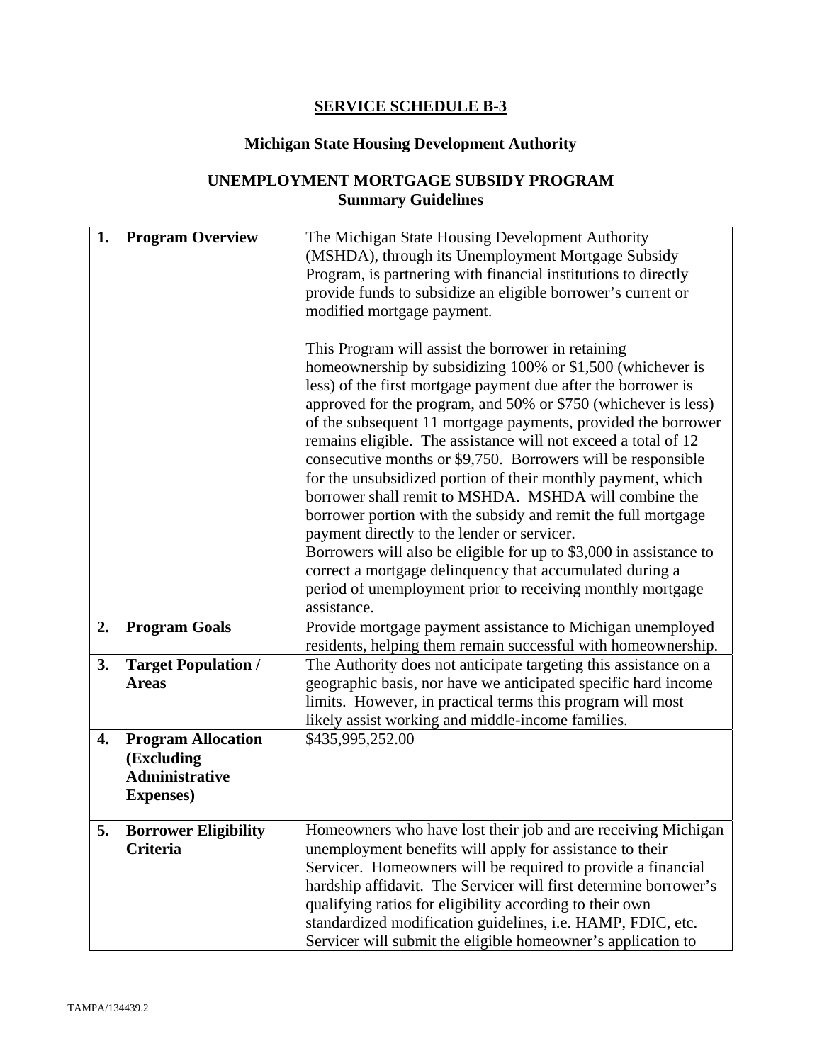## SERVICE SCHEDULE B-3

### Michigan State Housing Development Authority

### UNEMPLOYMENT MORTGAGE SUBSIDY PROGRAM
### Summary Guidelines

| | |
|---|---|
| **1. Program Overview** | The Michigan State Housing Development Authority (MSHDA), through its Unemployment Mortgage Subsidy Program, is partnering with financial institutions to directly provide funds to subsidize an eligible borrower's current or modified mortgage payment.<br><br>This Program will assist the borrower in retaining homeownership by subsidizing 100% or $1,500 (whichever is less) of the first mortgage payment due after the borrower is approved for the program, and 50% or $750 (whichever is less) of the subsequent 11 mortgage payments, provided the borrower remains eligible. The assistance will not exceed a total of 12 consecutive months or $9,750. Borrowers will be responsible for the unsubsidized portion of their monthly payment, which borrower shall remit to MSHDA. MSHDA will combine the borrower portion with the subsidy and remit the full mortgage payment directly to the lender or servicer.<br>Borrowers will also be eligible for up to $3,000 in assistance to correct a mortgage delinquency that accumulated during a period of unemployment prior to receiving monthly mortgage assistance. |
| **2. Program Goals** | Provide mortgage payment assistance to Michigan unemployed residents, helping them remain successful with homeownership. |
| **3. Target Population / Areas** | The Authority does not anticipate targeting this assistance on a geographic basis, nor have we anticipated specific hard income limits. However, in practical terms this program will most likely assist working and middle-income families. |
| **4. Program Allocation (Excluding Administrative Expenses)** | $435,995,252.00 |
| **5. Borrower Eligibility Criteria** | Homeowners who have lost their job and are receiving Michigan unemployment benefits will apply for assistance to their Servicer. Homeowners will be required to provide a financial hardship affidavit. The Servicer will first determine borrower's qualifying ratios for eligibility according to their own standardized modification guidelines, i.e. HAMP, FDIC, etc. Servicer will submit the eligible homeowner's application to |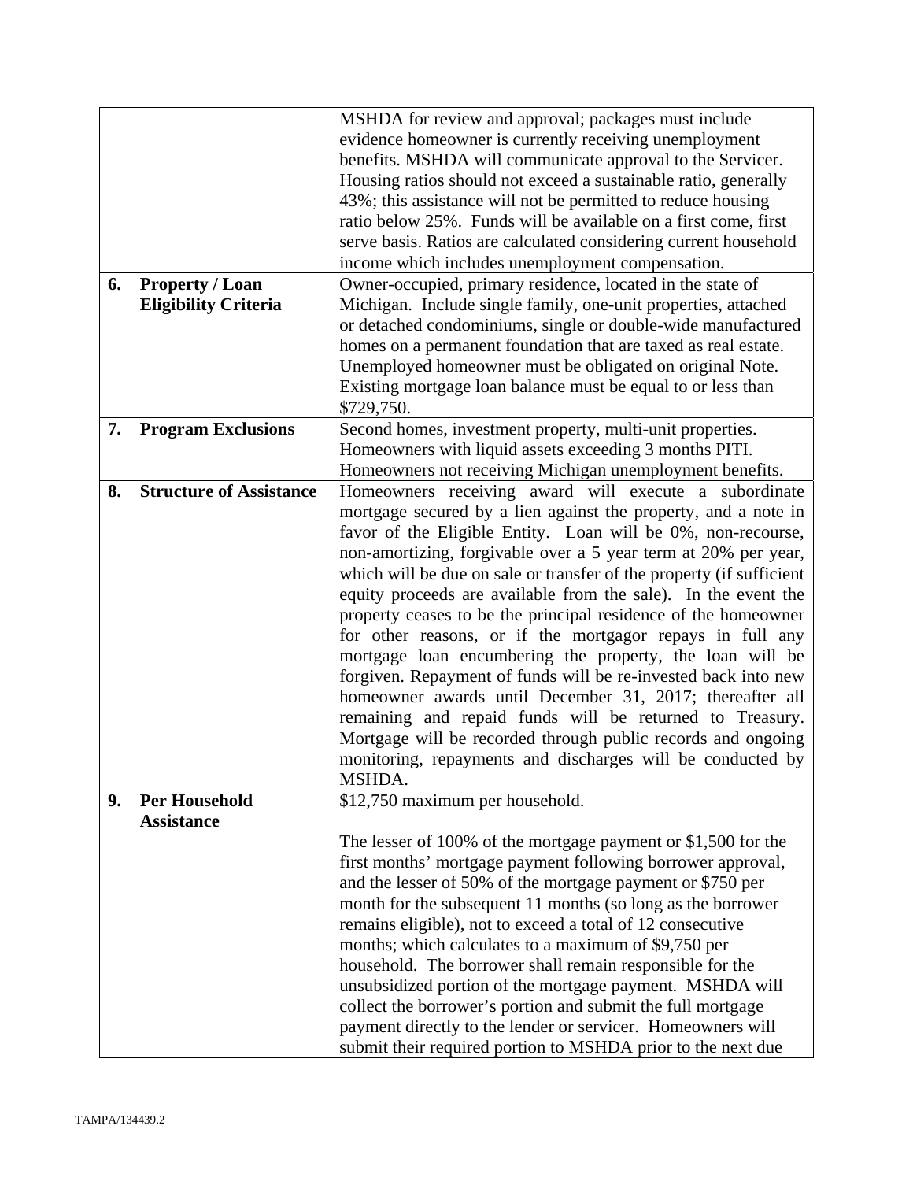| | | |
|---|---|---|
| | | MSHDA for review and approval; packages must include evidence homeowner is currently receiving unemployment benefits. MSHDA will communicate approval to the Servicer. Housing ratios should not exceed a sustainable ratio, generally 43%; this assistance will not be permitted to reduce housing ratio below 25%. Funds will be available on a first come, first serve basis. Ratios are calculated considering current household income which includes unemployment compensation. |
| **6.** | **Property / Loan Eligibility Criteria** | Owner-occupied, primary residence, located in the state of Michigan. Include single family, one-unit properties, attached or detached condominiums, single or double-wide manufactured homes on a permanent foundation that are taxed as real estate. Unemployed homeowner must be obligated on original Note. Existing mortgage loan balance must be equal to or less than $729,750. |
| **7.** | **Program Exclusions** | Second homes, investment property, multi-unit properties. Homeowners with liquid assets exceeding 3 months PITI. Homeowners not receiving Michigan unemployment benefits. |
| **8.** | **Structure of Assistance** | Homeowners receiving award will execute a subordinate mortgage secured by a lien against the property, and a note in favor of the Eligible Entity. Loan will be 0%, non-recourse, non-amortizing, forgivable over a 5 year term at 20% per year, which will be due on sale or transfer of the property (if sufficient equity proceeds are available from the sale). In the event the property ceases to be the principal residence of the homeowner for other reasons, or if the mortgagor repays in full any mortgage loan encumbering the property, the loan will be forgiven. Repayment of funds will be re-invested back into new homeowner awards until December 31, 2017; thereafter all remaining and repaid funds will be returned to Treasury. Mortgage will be recorded through public records and ongoing monitoring, repayments and discharges will be conducted by MSHDA. |
| **9.** | **Per Household Assistance** | $12,750 maximum per household.<br><br>The lesser of 100% of the mortgage payment or $1,500 for the first months' mortgage payment following borrower approval, and the lesser of 50% of the mortgage payment or $750 per month for the subsequent 11 months (so long as the borrower remains eligible), not to exceed a total of 12 consecutive months; which calculates to a maximum of $9,750 per household. The borrower shall remain responsible for the unsubsidized portion of the mortgage payment. MSHDA will collect the borrower's portion and submit the full mortgage payment directly to the lender or servicer. Homeowners will submit their required portion to MSHDA prior to the next due |

TAMPA/134439.2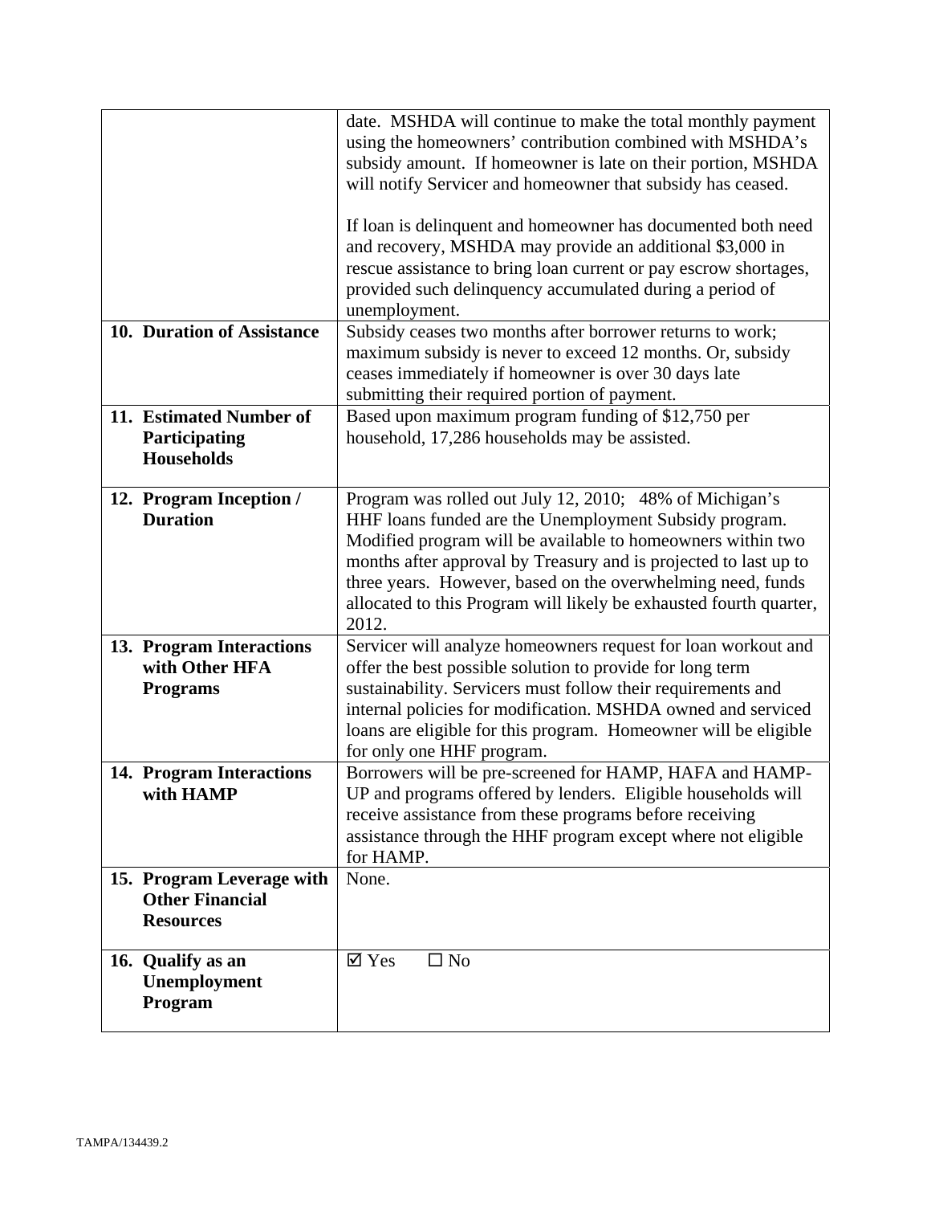| | |
|---|---|
| | date. MSHDA will continue to make the total monthly payment using the homeowners' contribution combined with MSHDA's subsidy amount. If homeowner is late on their portion, MSHDA will notify Servicer and homeowner that subsidy has ceased.<br><br>If loan is delinquent and homeowner has documented both need and recovery, MSHDA may provide an additional $3,000 in rescue assistance to bring loan current or pay escrow shortages, provided such delinquency accumulated during a period of unemployment. |
| **10. Duration of Assistance** | Subsidy ceases two months after borrower returns to work; maximum subsidy is never to exceed 12 months. Or, subsidy ceases immediately if homeowner is over 30 days late submitting their required portion of payment. |
| **11. Estimated Number of Participating Households** | Based upon maximum program funding of $12,750 per household, 17,286 households may be assisted. |
| **12. Program Inception / Duration** | Program was rolled out July 12, 2010; 48% of Michigan's HHF loans funded are the Unemployment Subsidy program. Modified program will be available to homeowners within two months after approval by Treasury and is projected to last up to three years. However, based on the overwhelming need, funds allocated to this Program will likely be exhausted fourth quarter, 2012. |
| **13. Program Interactions with Other HFA Programs** | Servicer will analyze homeowners request for loan workout and offer the best possible solution to provide for long term sustainability. Servicers must follow their requirements and internal policies for modification. MSHDA owned and serviced loans are eligible for this program. Homeowner will be eligible for only one HHF program. |
| **14. Program Interactions with HAMP** | Borrowers will be pre-screened for HAMP, HAFA and HAMP-UP and programs offered by lenders. Eligible households will receive assistance from these programs before receiving assistance through the HHF program except where not eligible for HAMP. |
| **15. Program Leverage with Other Financial Resources** | None. |
| **16. Qualify as an Unemployment Program** | ☑ Yes ☐ No |